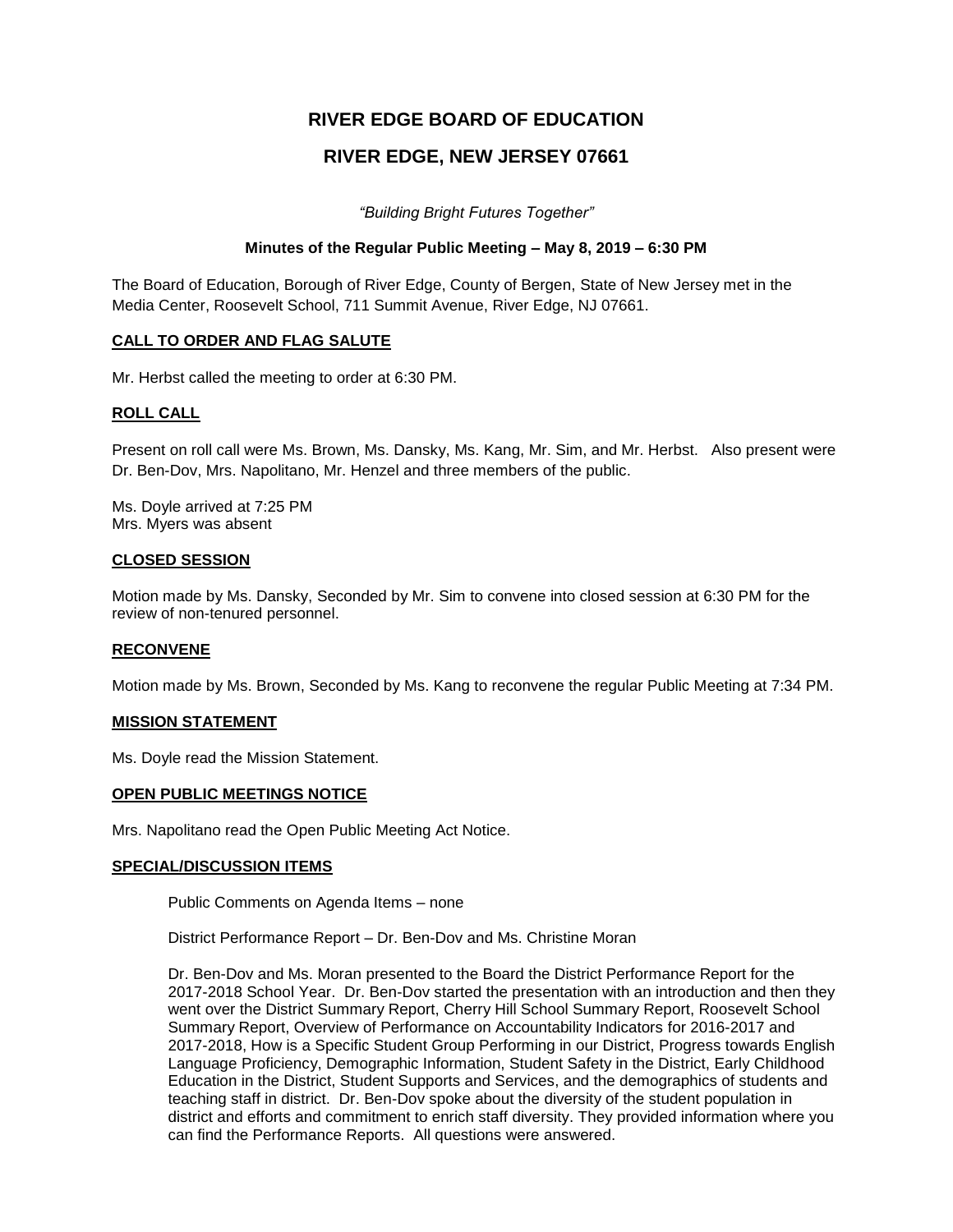# RIVER EDGE BOARD OF EDUCATION

# RIVER EDGE, NEW JERSEY 07661

*"Building Bright Futures Together"*

**Minutes of the Regular Public Meeting – May 8, 2019 – 6:30 PM**

The Board of Education, Borough of River Edge, County of Bergen, State of New Jersey met in the Media Center, Roosevelt School, 711 Summit Avenue, River Edge, NJ 07661.

## CALL TO ORDER AND FLAG SALUTE

Mr. Herbst called the meeting to order at 6:30 PM.

## ROLL CALL

Present on roll call were Ms. Brown, Ms. Dansky, Ms. Kang, Mr. Sim, and Mr. Herbst. Also present were Dr. Ben-Dov, Mrs. Napolitano, Mr. Henzel and three members of the public.

Ms. Doyle arrived at 7:25 PM
Mrs. Myers was absent

## CLOSED SESSION

Motion made by Ms. Dansky, Seconded by Mr. Sim to convene into closed session at 6:30 PM for the review of non-tenured personnel.

## RECONVENE

Motion made by Ms. Brown, Seconded by Ms. Kang to reconvene the regular Public Meeting at 7:34 PM.

## MISSION STATEMENT

Ms. Doyle read the Mission Statement.

## OPEN PUBLIC MEETINGS NOTICE

Mrs. Napolitano read the Open Public Meeting Act Notice.

## SPECIAL/DISCUSSION ITEMS

Public Comments on Agenda Items – none

District Performance Report – Dr. Ben-Dov and Ms. Christine Moran

Dr. Ben-Dov and Ms. Moran presented to the Board the District Performance Report for the 2017-2018 School Year. Dr. Ben-Dov started the presentation with an introduction and then they went over the District Summary Report, Cherry Hill School Summary Report, Roosevelt School Summary Report, Overview of Performance on Accountability Indicators for 2016-2017 and 2017-2018, How is a Specific Student Group Performing in our District, Progress towards English Language Proficiency, Demographic Information, Student Safety in the District, Early Childhood Education in the District, Student Supports and Services, and the demographics of students and teaching staff in district. Dr. Ben-Dov spoke about the diversity of the student population in district and efforts and commitment to enrich staff diversity. They provided information where you can find the Performance Reports. All questions were answered.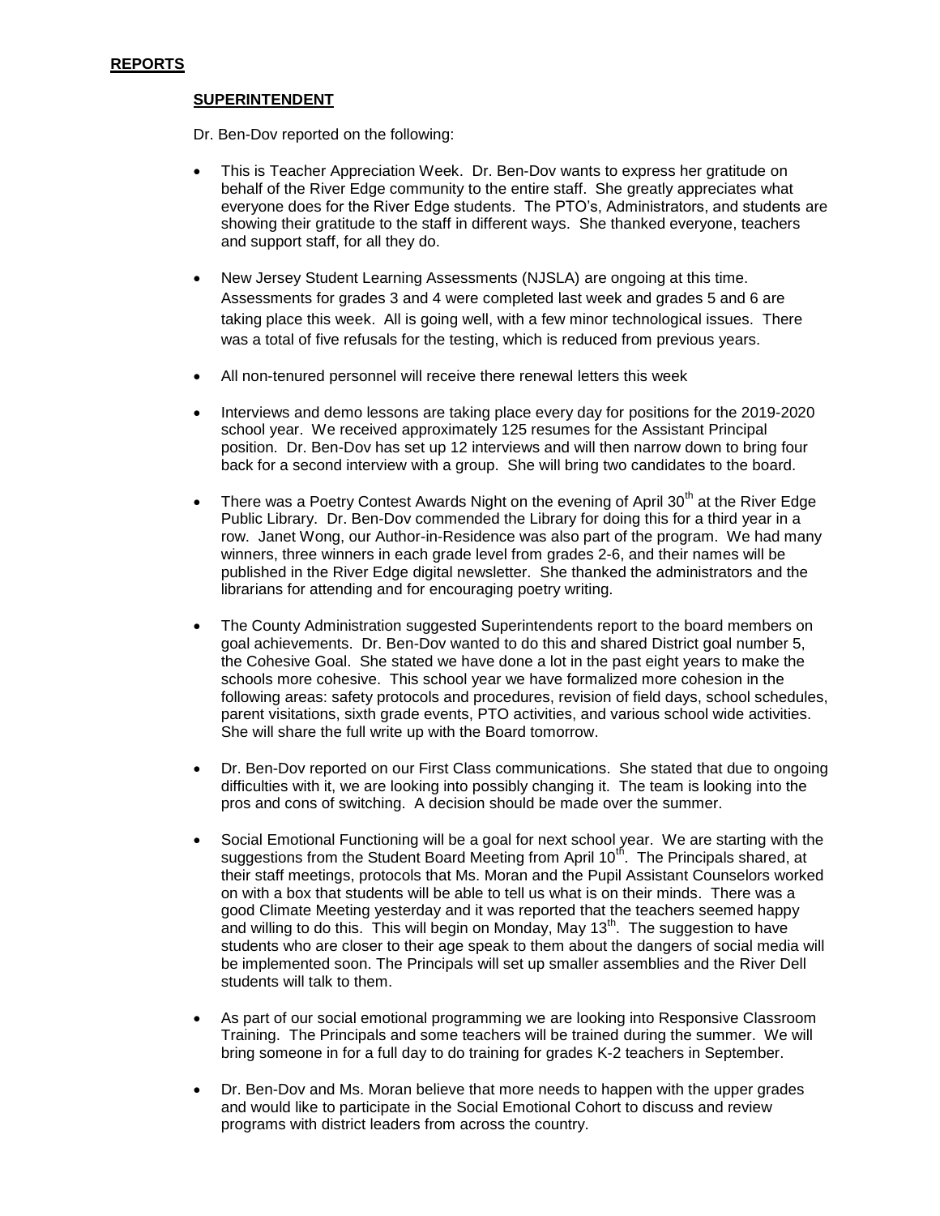## REPORTS

### SUPERINTENDENT

Dr. Ben-Dov reported on the following:

- This is Teacher Appreciation Week. Dr. Ben-Dov wants to express her gratitude on behalf of the River Edge community to the entire staff. She greatly appreciates what everyone does for the River Edge students. The PTO's, Administrators, and students are showing their gratitude to the staff in different ways. She thanked everyone, teachers and support staff, for all they do.

- New Jersey Student Learning Assessments (NJSLA) are ongoing at this time. Assessments for grades 3 and 4 were completed last week and grades 5 and 6 are taking place this week. All is going well, with a few minor technological issues. There was a total of five refusals for the testing, which is reduced from previous years.

- All non-tenured personnel will receive there renewal letters this week

- Interviews and demo lessons are taking place every day for positions for the 2019-2020 school year. We received approximately 125 resumes for the Assistant Principal position. Dr. Ben-Dov has set up 12 interviews and will then narrow down to bring four back for a second interview with a group. She will bring two candidates to the board.

- There was a Poetry Contest Awards Night on the evening of April 30th at the River Edge Public Library. Dr. Ben-Dov commended the Library for doing this for a third year in a row. Janet Wong, our Author-in-Residence was also part of the program. We had many winners, three winners in each grade level from grades 2-6, and their names will be published in the River Edge digital newsletter. She thanked the administrators and the librarians for attending and for encouraging poetry writing.

- The County Administration suggested Superintendents report to the board members on goal achievements. Dr. Ben-Dov wanted to do this and shared District goal number 5, the Cohesive Goal. She stated we have done a lot in the past eight years to make the schools more cohesive. This school year we have formalized more cohesion in the following areas: safety protocols and procedures, revision of field days, school schedules, parent visitations, sixth grade events, PTO activities, and various school wide activities. She will share the full write up with the Board tomorrow.

- Dr. Ben-Dov reported on our First Class communications. She stated that due to ongoing difficulties with it, we are looking into possibly changing it. The team is looking into the pros and cons of switching. A decision should be made over the summer.

- Social Emotional Functioning will be a goal for next school year. We are starting with the suggestions from the Student Board Meeting from April 10th. The Principals shared, at their staff meetings, protocols that Ms. Moran and the Pupil Assistant Counselors worked on with a box that students will be able to tell us what is on their minds. There was a good Climate Meeting yesterday and it was reported that the teachers seemed happy and willing to do this. This will begin on Monday, May 13th. The suggestion to have students who are closer to their age speak to them about the dangers of social media will be implemented soon. The Principals will set up smaller assemblies and the River Dell students will talk to them.

- As part of our social emotional programming we are looking into Responsive Classroom Training. The Principals and some teachers will be trained during the summer. We will bring someone in for a full day to do training for grades K-2 teachers in September.

- Dr. Ben-Dov and Ms. Moran believe that more needs to happen with the upper grades and would like to participate in the Social Emotional Cohort to discuss and review programs with district leaders from across the country.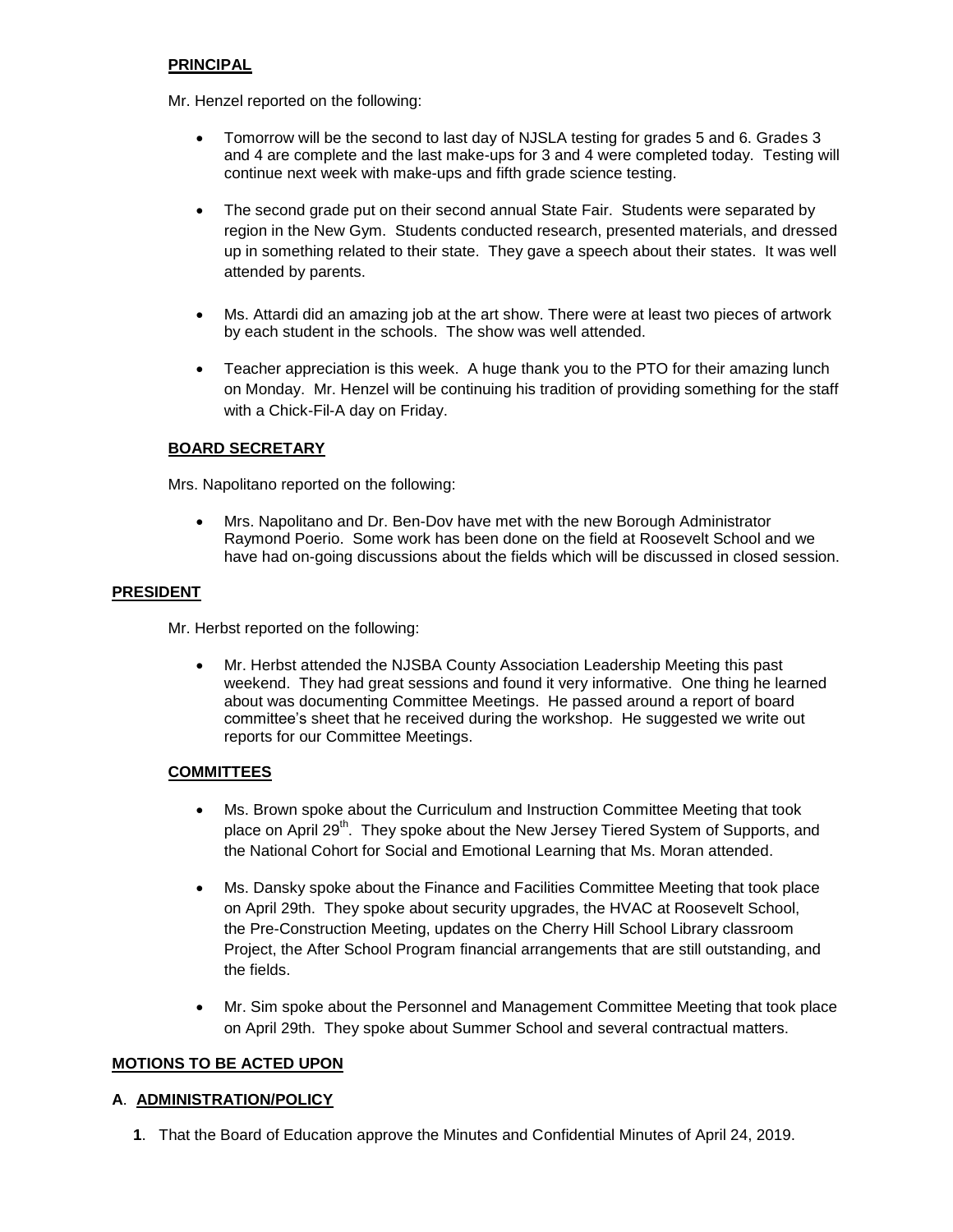**PRINCIPAL**

Mr. Henzel reported on the following:

- Tomorrow will be the second to last day of NJSLA testing for grades 5 and 6. Grades 3 and 4 are complete and the last make-ups for 3 and 4 were completed today. Testing will continue next week with make-ups and fifth grade science testing.
- The second grade put on their second annual State Fair. Students were separated by region in the New Gym. Students conducted research, presented materials, and dressed up in something related to their state. They gave a speech about their states. It was well attended by parents.
- Ms. Attardi did an amazing job at the art show. There were at least two pieces of artwork by each student in the schools. The show was well attended.
- Teacher appreciation is this week. A huge thank you to the PTO for their amazing lunch on Monday. Mr. Henzel will be continuing his tradition of providing something for the staff with a Chick-Fil-A day on Friday.

**BOARD SECRETARY**

Mrs. Napolitano reported on the following:

- Mrs. Napolitano and Dr. Ben-Dov have met with the new Borough Administrator Raymond Poerio. Some work has been done on the field at Roosevelt School and we have had on-going discussions about the fields which will be discussed in closed session.

**PRESIDENT**

Mr. Herbst reported on the following:

- Mr. Herbst attended the NJSBA County Association Leadership Meeting this past weekend. They had great sessions and found it very informative. One thing he learned about was documenting Committee Meetings. He passed around a report of board committee's sheet that he received during the workshop. He suggested we write out reports for our Committee Meetings.

**COMMITTEES**

- Ms. Brown spoke about the Curriculum and Instruction Committee Meeting that took place on April 29th. They spoke about the New Jersey Tiered System of Supports, and the National Cohort for Social and Emotional Learning that Ms. Moran attended.
- Ms. Dansky spoke about the Finance and Facilities Committee Meeting that took place on April 29th. They spoke about security upgrades, the HVAC at Roosevelt School, the Pre-Construction Meeting, updates on the Cherry Hill School Library classroom Project, the After School Program financial arrangements that are still outstanding, and the fields.
- Mr. Sim spoke about the Personnel and Management Committee Meeting that took place on April 29th. They spoke about Summer School and several contractual matters.

**MOTIONS TO BE ACTED UPON**

**A. ADMINISTRATION/POLICY**

**1**. That the Board of Education approve the Minutes and Confidential Minutes of April 24, 2019.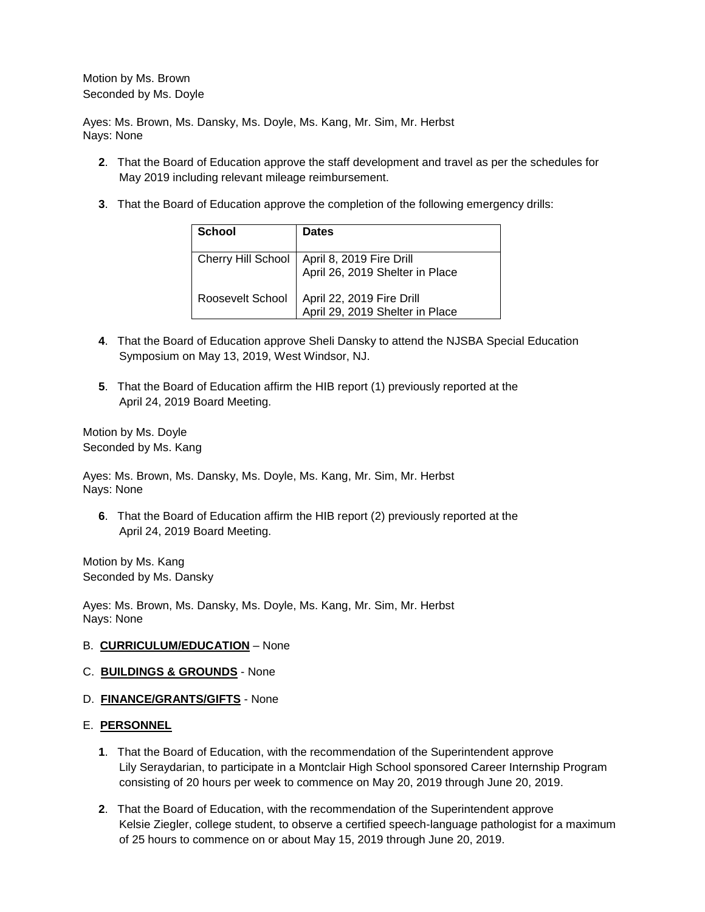Motion by Ms. Brown
Seconded by Ms. Doyle

Ayes: Ms. Brown, Ms. Dansky, Ms. Doyle, Ms. Kang, Mr. Sim, Mr. Herbst
Nays: None

**2**. That the Board of Education approve the staff development and travel as per the schedules for May 2019 including relevant mileage reimbursement.

**3**. That the Board of Education approve the completion of the following emergency drills:

| School | Dates |
|---|---|
| Cherry Hill School | April 8, 2019 Fire Drill<br>April 26, 2019 Shelter in Place |
| Roosevelt School | April 22, 2019 Fire Drill<br>April 29, 2019 Shelter in Place |

**4**. That the Board of Education approve Sheli Dansky to attend the NJSBA Special Education Symposium on May 13, 2019, West Windsor, NJ.

**5**. That the Board of Education affirm the HIB report (1) previously reported at the April 24, 2019 Board Meeting.

Motion by Ms. Doyle
Seconded by Ms. Kang

Ayes: Ms. Brown, Ms. Dansky, Ms. Doyle, Ms. Kang, Mr. Sim, Mr. Herbst
Nays: None

**6**. That the Board of Education affirm the HIB report (2) previously reported at the April 24, 2019 Board Meeting.

Motion by Ms. Kang
Seconded by Ms. Dansky

Ayes: Ms. Brown, Ms. Dansky, Ms. Doyle, Ms. Kang, Mr. Sim, Mr. Herbst
Nays: None

B. **CURRICULUM/EDUCATION** – None

C. **BUILDINGS & GROUNDS** - None

D. **FINANCE/GRANTS/GIFTS** - None

E. **PERSONNEL**

**1**. That the Board of Education, with the recommendation of the Superintendent approve Lily Seraydarian, to participate in a Montclair High School sponsored Career Internship Program consisting of 20 hours per week to commence on May 20, 2019 through June 20, 2019.

**2**. That the Board of Education, with the recommendation of the Superintendent approve Kelsie Ziegler, college student, to observe a certified speech-language pathologist for a maximum of 25 hours to commence on or about May 15, 2019 through June 20, 2019.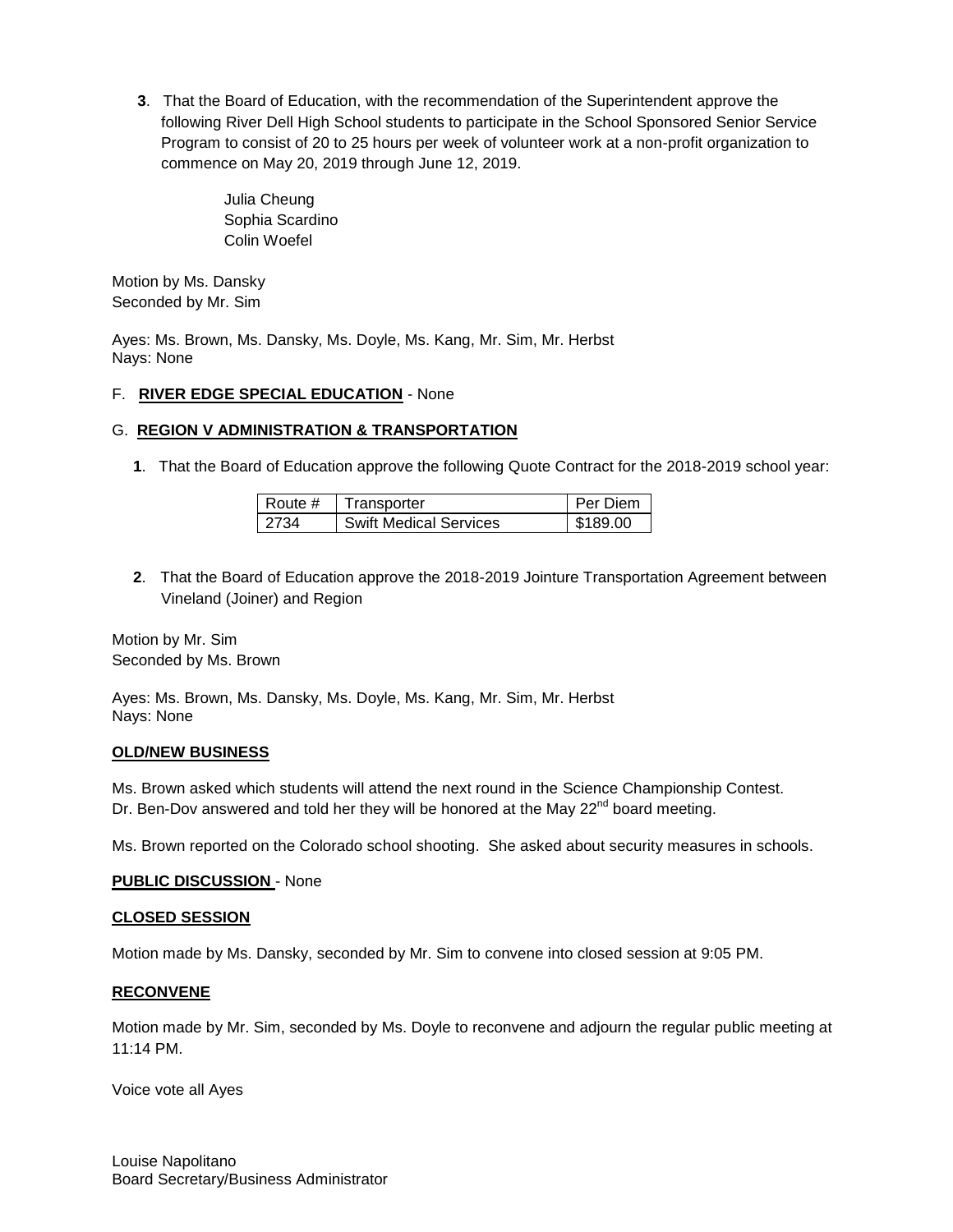**3**. That the Board of Education, with the recommendation of the Superintendent approve the following River Dell High School students to participate in the School Sponsored Senior Service Program to consist of 20 to 25 hours per week of volunteer work at a non-profit organization to commence on May 20, 2019 through June 12, 2019.

Julia Cheung
Sophia Scardino
Colin Woefel

Motion by Ms. Dansky
Seconded by Mr. Sim

Ayes: Ms. Brown, Ms. Dansky, Ms. Doyle, Ms. Kang, Mr. Sim, Mr. Herbst
Nays: None

F. **RIVER EDGE SPECIAL EDUCATION** - None

G. **REGION V ADMINISTRATION & TRANSPORTATION**

**1**. That the Board of Education approve the following Quote Contract for the 2018-2019 school year:

| Route # | Transporter | Per Diem |
|---|---|---|
| 2734 | Swift Medical Services | $189.00 |

**2**. That the Board of Education approve the 2018-2019 Jointure Transportation Agreement between Vineland (Joiner) and Region

Motion by Mr. Sim
Seconded by Ms. Brown

Ayes: Ms. Brown, Ms. Dansky, Ms. Doyle, Ms. Kang, Mr. Sim, Mr. Herbst
Nays: None

**OLD/NEW BUSINESS**

Ms. Brown asked which students will attend the next round in the Science Championship Contest. Dr. Ben-Dov answered and told her they will be honored at the May 22nd board meeting.

Ms. Brown reported on the Colorado school shooting. She asked about security measures in schools.

**PUBLIC DISCUSSION** - None

**CLOSED SESSION**

Motion made by Ms. Dansky, seconded by Mr. Sim to convene into closed session at 9:05 PM.

**RECONVENE**

Motion made by Mr. Sim, seconded by Ms. Doyle to reconvene and adjourn the regular public meeting at 11:14 PM.

Voice vote all Ayes

Louise Napolitano
Board Secretary/Business Administrator